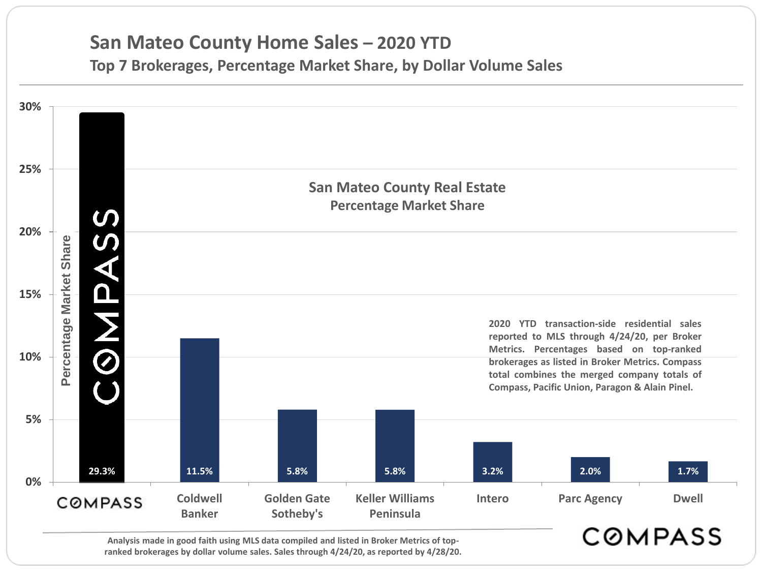# San Mateo County Home Sales – 2020 YTD

## Top 7 Brokerages, Percentage Market Share, by Dollar Volume Sales

San Mateo County Real Estate Percentage Market Share

| Brokerage | Percentage Market Share |
|---|---|
| Compass | 29.3% |
| Coldwell Banker | 11.5% |
| Golden Gate Sotheby's | 5.8% |
| Keller Williams Peninsula | 5.8% |
| Intero | 3.2% |
| Parc Agency | 2.0% |
| Dwell | 1.7% |

2020 YTD transaction-side residential sales reported to MLS through 4/24/20, per Broker Metrics. Percentages based on top-ranked brokerages as listed in Broker Metrics. Compass total combines the merged company totals of Compass, Pacific Union, Paragon & Alain Pinel.

Analysis made in good faith using MLS data compiled and listed in Broker Metrics of top-ranked brokerages by dollar volume sales. Sales through 4/24/20, as reported by 4/28/20.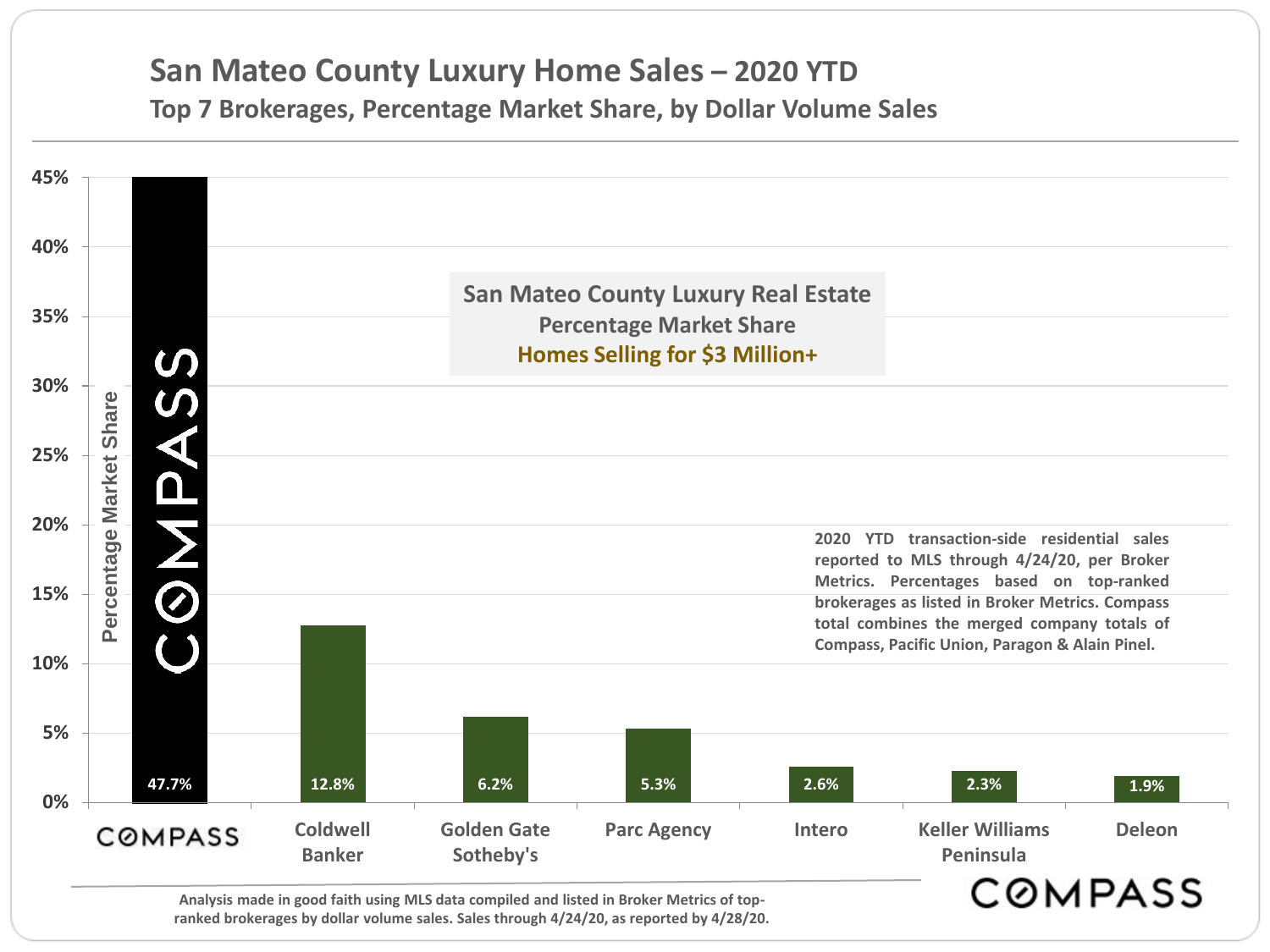# San Mateo County Luxury Home Sales – 2020 YTD

## Top 7 Brokerages, Percentage Market Share, by Dollar Volume Sales

**San Mateo County Luxury Real Estate**
**Percentage Market Share**
**Homes Selling for $3 Million+**

| Brokerage | Percentage Market Share |
| --- | --- |
| Compass | 47.7% |
| Coldwell Banker | 12.8% |
| Golden Gate Sotheby's | 6.2% |
| Parc Agency | 5.3% |
| Intero | 2.6% |
| Keller Williams Peninsula | 2.3% |
| Deleon | 1.9% |

2020 YTD transaction-side residential sales reported to MLS through 4/24/20, per Broker Metrics. Percentages based on top-ranked brokerages as listed in Broker Metrics. Compass total combines the merged company totals of Compass, Pacific Union, Paragon & Alain Pinel.

Analysis made in good faith using MLS data compiled and listed in Broker Metrics of top-ranked brokerages by dollar volume sales. Sales through 4/24/20, as reported by 4/28/20.

COMPASS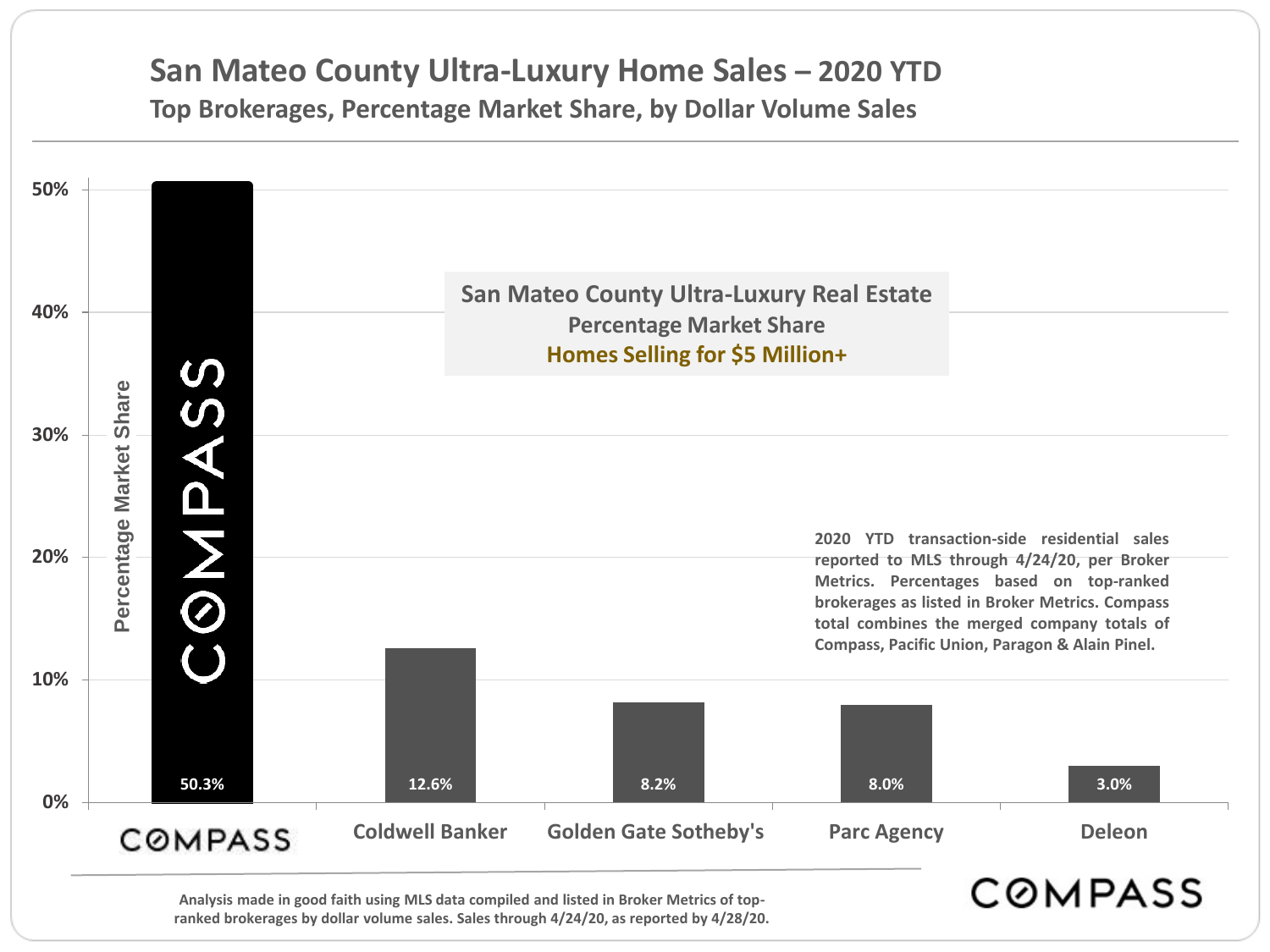# San Mateo County Ultra-Luxury Home Sales – 2020 YTD

## Top Brokerages, Percentage Market Share, by Dollar Volume Sales

**San Mateo County Ultra-Luxury Real Estate**
**Percentage Market Share**
**Homes Selling for $5 Million+**

| Brokerage | Percentage Market Share |
| --- | --- |
| Compass | 50.3% |
| Coldwell Banker | 12.6% |
| Golden Gate Sotheby's | 8.2% |
| Parc Agency | 8.0% |
| Deleon | 3.0% |

2020 YTD transaction-side residential sales reported to MLS through 4/24/20, per Broker Metrics. Percentages based on top-ranked brokerages as listed in Broker Metrics. Compass total combines the merged company totals of Compass, Pacific Union, Paragon & Alain Pinel.

Analysis made in good faith using MLS data compiled and listed in Broker Metrics of top-ranked brokerages by dollar volume sales. Sales through 4/24/20, as reported by 4/28/20.

COMPASS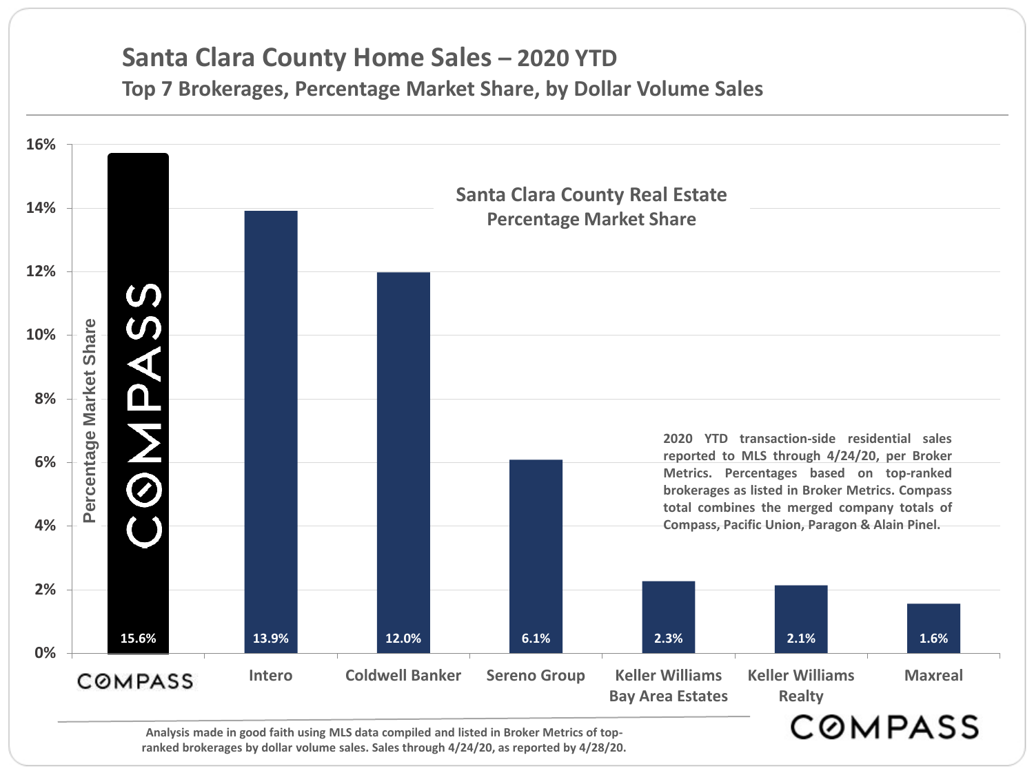# Santa Clara County Home Sales – 2020 YTD

## Top 7 Brokerages, Percentage Market Share, by Dollar Volume Sales

**Santa Clara County Real Estate Percentage Market Share**

| Brokerage | Percentage Market Share |
| --- | --- |
| Compass | 15.6% |
| Intero | 13.9% |
| Coldwell Banker | 12.0% |
| Sereno Group | 6.1% |
| Keller Williams Bay Area Estates | 2.3% |
| Keller Williams Realty | 2.1% |
| Maxreal | 1.6% |

2020 YTD transaction-side residential sales reported to MLS through 4/24/20, per Broker Metrics. Percentages based on top-ranked brokerages as listed in Broker Metrics. Compass total combines the merged company totals of Compass, Pacific Union, Paragon & Alain Pinel.

Analysis made in good faith using MLS data compiled and listed in Broker Metrics of top-ranked brokerages by dollar volume sales. Sales through 4/24/20, as reported by 4/28/20.

COMPASS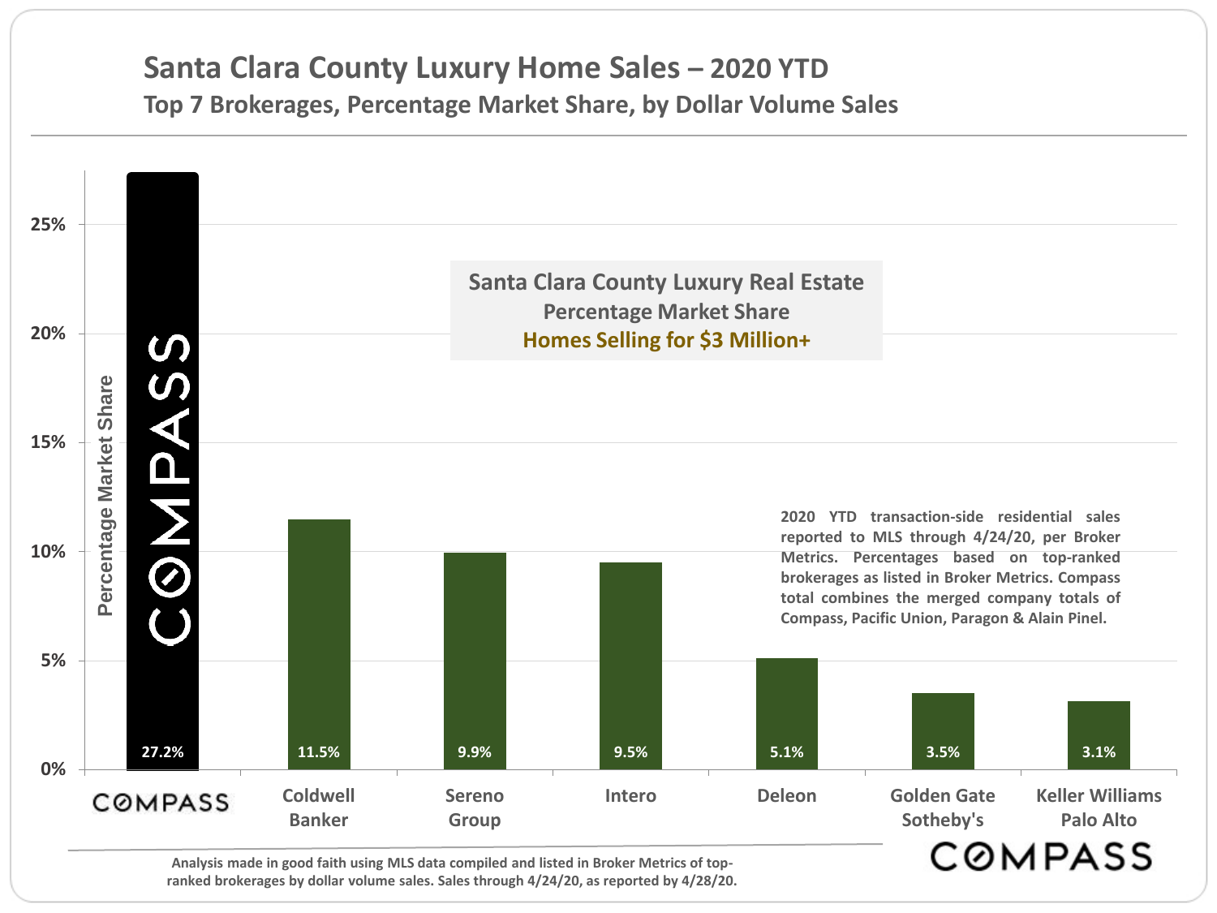# Santa Clara County Luxury Home Sales – 2020 YTD

## Top 7 Brokerages, Percentage Market Share, by Dollar Volume Sales

**Santa Clara County Luxury Real Estate**
**Percentage Market Share**
**Homes Selling for $3 Million+**

| Brokerage | Percentage Market Share |
| --- | --- |
| COMPASS | 27.2% |
| Coldwell Banker | 11.5% |
| Sereno Group | 9.9% |
| Intero | 9.5% |
| Deleon | 5.1% |
| Golden Gate Sotheby's | 3.5% |
| Keller Williams Palo Alto | 3.1% |

2020 YTD transaction-side residential sales reported to MLS through 4/24/20, per Broker Metrics. Percentages based on top-ranked brokerages as listed in Broker Metrics. Compass total combines the merged company totals of Compass, Pacific Union, Paragon & Alain Pinel.

Analysis made in good faith using MLS data compiled and listed in Broker Metrics of top-ranked brokerages by dollar volume sales. Sales through 4/24/20, as reported by 4/28/20.

COMPASS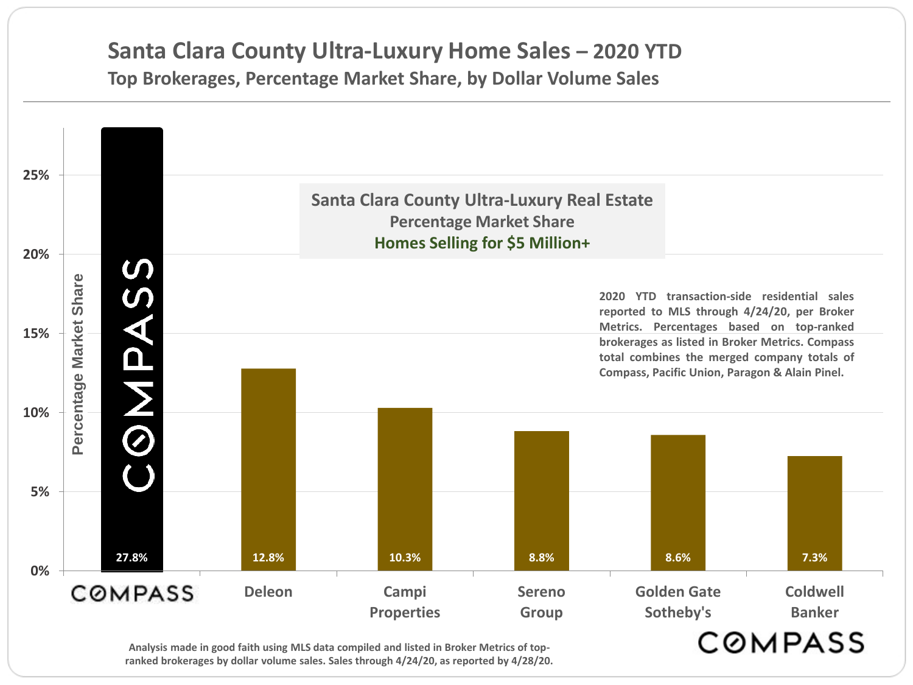# Santa Clara County Ultra-Luxury Home Sales – 2020 YTD

## Top Brokerages, Percentage Market Share, by Dollar Volume Sales

Santa Clara County Ultra-Luxury Real Estate
Percentage Market Share
Homes Selling for $5 Million+

2020 YTD transaction-side residential sales reported to MLS through 4/24/20, per Broker Metrics. Percentages based on top-ranked brokerages as listed in Broker Metrics. Compass total combines the merged company totals of Compass, Pacific Union, Paragon & Alain Pinel.

Percentage Market Share

25%
20%
15%
10%
5%
0%

COMPASS 27.8%
Deleon 12.8%
Campi Properties 10.3%
Sereno Group 8.8%
Golden Gate Sotheby's 8.6%
Coldwell Banker 7.3%

Analysis made in good faith using MLS data compiled and listed in Broker Metrics of top-ranked brokerages by dollar volume sales. Sales through 4/24/20, as reported by 4/28/20.

COMPASS